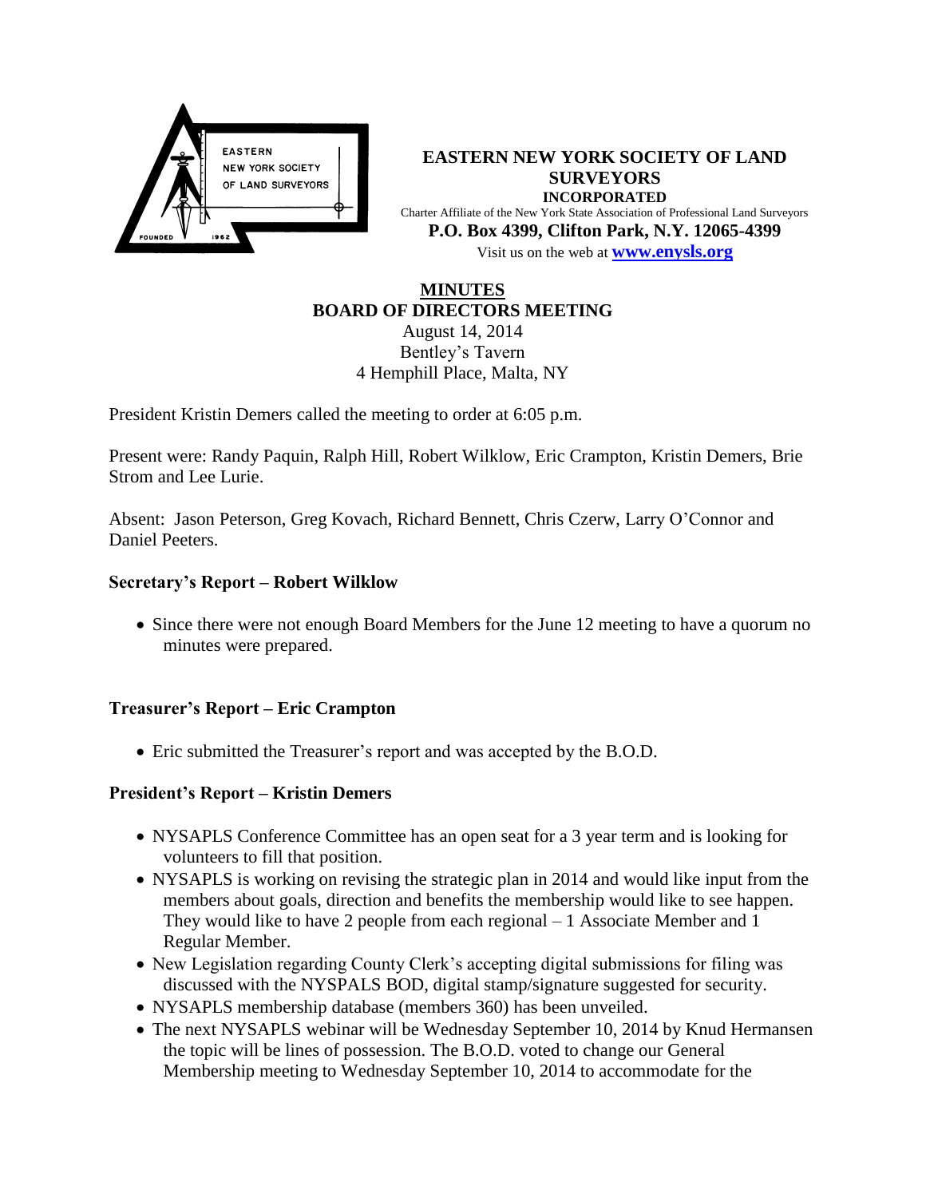**EASTERN NEW YORK SOCIETY OF LAND SURVEYORS**
**INCORPORATED**
Charter Affiliate of the New York State Association of Professional Land Surveyors
**P.O. Box 4399, Clifton Park, N.Y. 12065-4399**
Visit us on the web at **www.enysls.org**

# MINUTES
## BOARD OF DIRECTORS MEETING

August 14, 2014
Bentley's Tavern
4 Hemphill Place, Malta, NY

President Kristin Demers called the meeting to order at 6:05 p.m.

Present were: Randy Paquin, Ralph Hill, Robert Wilklow, Eric Crampton, Kristin Demers, Brie Strom and Lee Lurie.

Absent: Jason Peterson, Greg Kovach, Richard Bennett, Chris Czerw, Larry O'Connor and Daniel Peeters.

### Secretary's Report – Robert Wilklow

- Since there were not enough Board Members for the June 12 meeting to have a quorum no minutes were prepared.

### Treasurer's Report – Eric Crampton

- Eric submitted the Treasurer's report and was accepted by the B.O.D.

### President's Report – Kristin Demers

- NYSAPLS Conference Committee has an open seat for a 3 year term and is looking for volunteers to fill that position.
- NYSAPLS is working on revising the strategic plan in 2014 and would like input from the members about goals, direction and benefits the membership would like to see happen. They would like to have 2 people from each regional – 1 Associate Member and 1 Regular Member.
- New Legislation regarding County Clerk's accepting digital submissions for filing was discussed with the NYSPALS BOD, digital stamp/signature suggested for security.
- NYSAPLS membership database (members 360) has been unveiled.
- The next NYSAPLS webinar will be Wednesday September 10, 2014 by Knud Hermansen the topic will be lines of possession. The B.O.D. voted to change our General Membership meeting to Wednesday September 10, 2014 to accommodate for the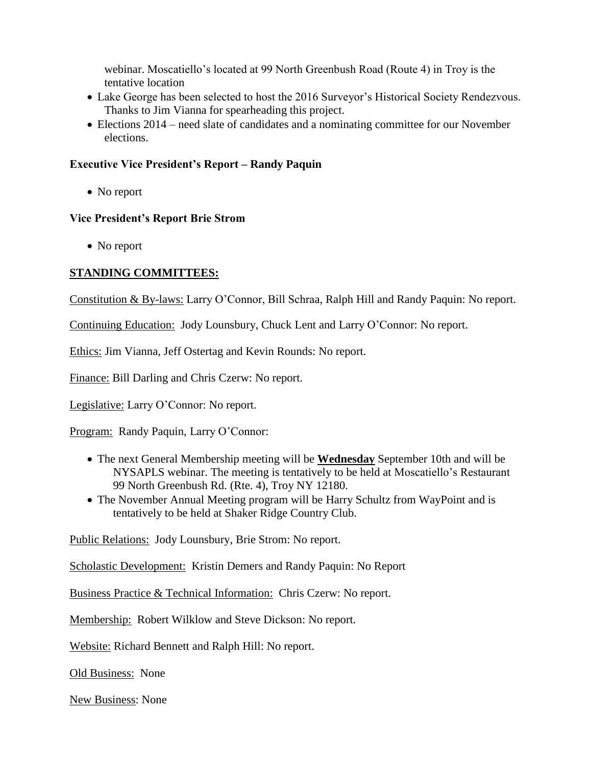webinar. Moscatiello's located at 99 North Greenbush Road (Route 4) in Troy is the tentative location

- Lake George has been selected to host the 2016 Surveyor's Historical Society Rendezvous. Thanks to Jim Vianna for spearheading this project.
- Elections 2014 – need slate of candidates and a nominating committee for our November elections.

**Executive Vice President's Report – Randy Paquin**

- No report

**Vice President's Report Brie Strom**

- No report

**STANDING COMMITTEES:**

Constitution & By-laws: Larry O'Connor, Bill Schraa, Ralph Hill and Randy Paquin: No report.

Continuing Education: Jody Lounsbury, Chuck Lent and Larry O'Connor: No report.

Ethics: Jim Vianna, Jeff Ostertag and Kevin Rounds: No report.

Finance: Bill Darling and Chris Czerw: No report.

Legislative: Larry O'Connor: No report.

Program: Randy Paquin, Larry O'Connor:

- The next General Membership meeting will be **Wednesday** September 10th and will be NYSAPLS webinar. The meeting is tentatively to be held at Moscatiello's Restaurant 99 North Greenbush Rd. (Rte. 4), Troy NY 12180.
- The November Annual Meeting program will be Harry Schultz from WayPoint and is tentatively to be held at Shaker Ridge Country Club.

Public Relations: Jody Lounsbury, Brie Strom: No report.

Scholastic Development: Kristin Demers and Randy Paquin: No Report

Business Practice & Technical Information: Chris Czerw: No report.

Membership: Robert Wilklow and Steve Dickson: No report.

Website: Richard Bennett and Ralph Hill: No report.

Old Business: None

New Business: None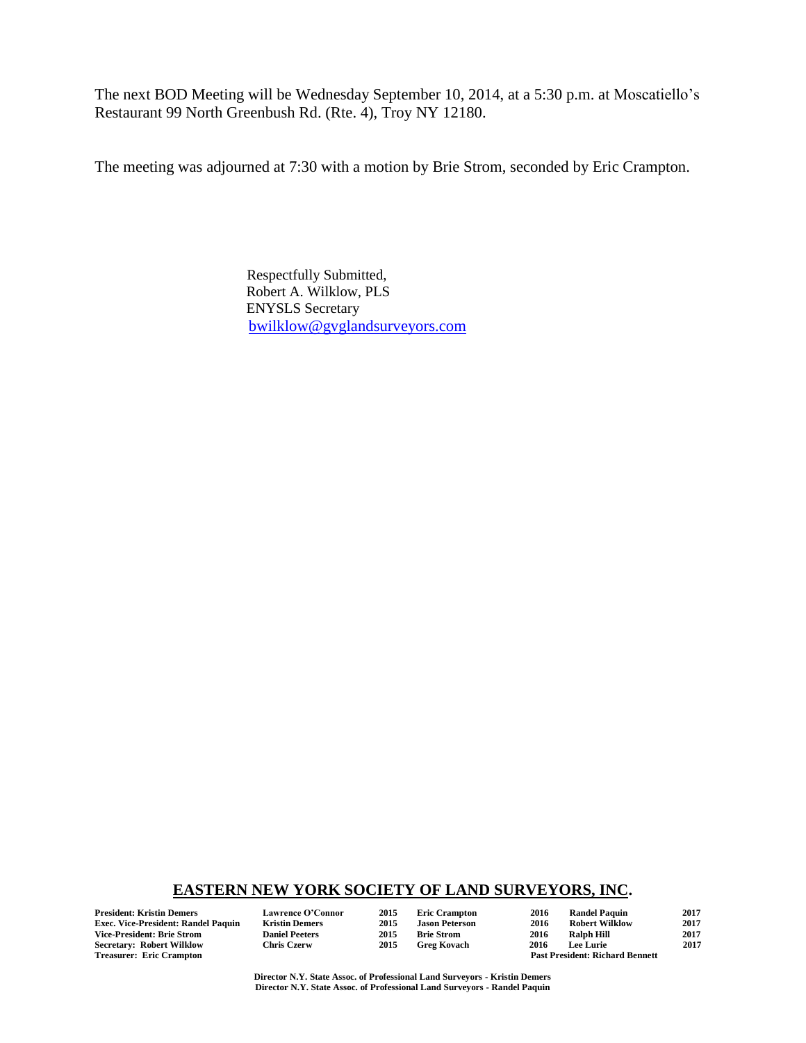The next BOD Meeting will be Wednesday September 10, 2014, at a 5:30 p.m. at Moscatiello's Restaurant 99 North Greenbush Rd. (Rte. 4), Troy NY 12180.

The meeting was adjourned at 7:30 with a motion by Brie Strom, seconded by Eric Crampton.

Respectfully Submitted,
Robert A. Wilklow, PLS
ENYSLS Secretary
bwilklow@gvglandsurveyors.com

## EASTERN NEW YORK SOCIETY OF LAND SURVEYORS, INC.

| | | | | | | |
|---|---|---|---|---|---|---|
| **President: Kristin Demers** | **Lawrence O'Connor** | **2015** | **Eric Crampton** | **2016** | **Randel Paquin** | **2017** |
| **Exec. Vice-President: Randel Paquin** | **Kristin Demers** | **2015** | **Jason Peterson** | **2016** | **Robert Wilklow** | **2017** |
| **Vice-President: Brie Strom** | **Daniel Peeters** | **2015** | **Brie Strom** | **2016** | **Ralph Hill** | **2017** |
| **Secretary: Robert Wilklow** | **Chris Czerw** | **2015** | **Greg Kovach** | **2016** | **Lee Lurie** | **2017** |
| **Treasurer: Eric Crampton** | | | | **Past President: Richard Bennett** | | |

**Director N.Y. State Assoc. of Professional Land Surveyors - Kristin Demers**
**Director N.Y. State Assoc. of Professional Land Surveyors - Randel Paquin**